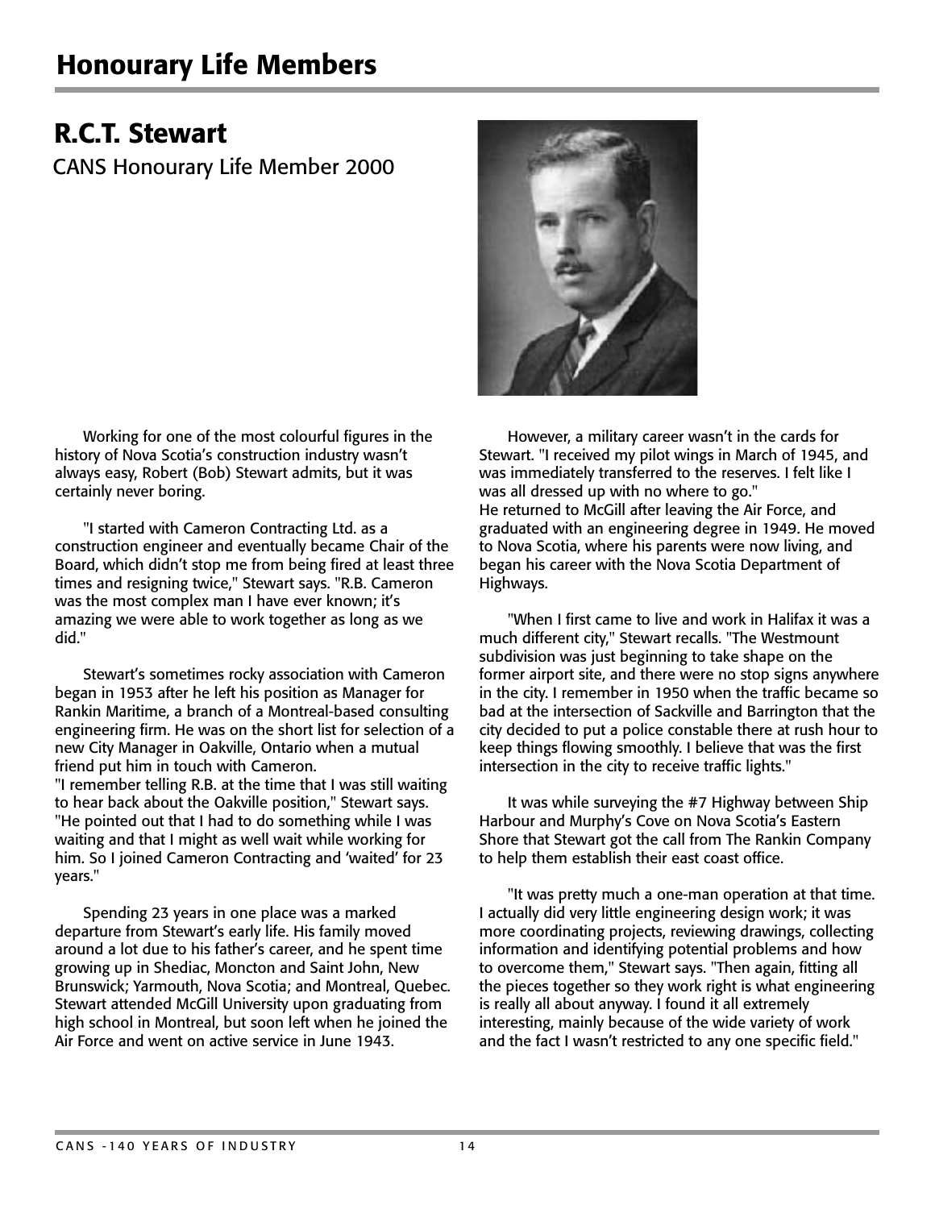# Honourary Life Members

## R.C.T. Stewart

CANS Honourary Life Member 2000

Working for one of the most colourful figures in the history of Nova Scotia's construction industry wasn't always easy, Robert (Bob) Stewart admits, but it was certainly never boring.

"I started with Cameron Contracting Ltd. as a construction engineer and eventually became Chair of the Board, which didn't stop me from being fired at least three times and resigning twice," Stewart says. "R.B. Cameron was the most complex man I have ever known; it's amazing we were able to work together as long as we did."

Stewart's sometimes rocky association with Cameron began in 1953 after he left his position as Manager for Rankin Maritime, a branch of a Montreal-based consulting engineering firm. He was on the short list for selection of a new City Manager in Oakville, Ontario when a mutual friend put him in touch with Cameron.

"I remember telling R.B. at the time that I was still waiting to hear back about the Oakville position," Stewart says. "He pointed out that I had to do something while I was waiting and that I might as well wait while working for him. So I joined Cameron Contracting and 'waited' for 23 years."

Spending 23 years in one place was a marked departure from Stewart's early life. His family moved around a lot due to his father's career, and he spent time growing up in Shediac, Moncton and Saint John, New Brunswick; Yarmouth, Nova Scotia; and Montreal, Quebec. Stewart attended McGill University upon graduating from high school in Montreal, but soon left when he joined the Air Force and went on active service in June 1943.

However, a military career wasn't in the cards for Stewart. "I received my pilot wings in March of 1945, and was immediately transferred to the reserves. I felt like I was all dressed up with no where to go."

He returned to McGill after leaving the Air Force, and graduated with an engineering degree in 1949. He moved to Nova Scotia, where his parents were now living, and began his career with the Nova Scotia Department of Highways.

"When I first came to live and work in Halifax it was a much different city," Stewart recalls. "The Westmount subdivision was just beginning to take shape on the former airport site, and there were no stop signs anywhere in the city. I remember in 1950 when the traffic became so bad at the intersection of Sackville and Barrington that the city decided to put a police constable there at rush hour to keep things flowing smoothly. I believe that was the first intersection in the city to receive traffic lights."

It was while surveying the #7 Highway between Ship Harbour and Murphy's Cove on Nova Scotia's Eastern Shore that Stewart got the call from The Rankin Company to help them establish their east coast office.

"It was pretty much a one-man operation at that time. I actually did very little engineering design work; it was more coordinating projects, reviewing drawings, collecting information and identifying potential problems and how to overcome them," Stewart says. "Then again, fitting all the pieces together so they work right is what engineering is really all about anyway. I found it all extremely interesting, mainly because of the wide variety of work and the fact I wasn't restricted to any one specific field."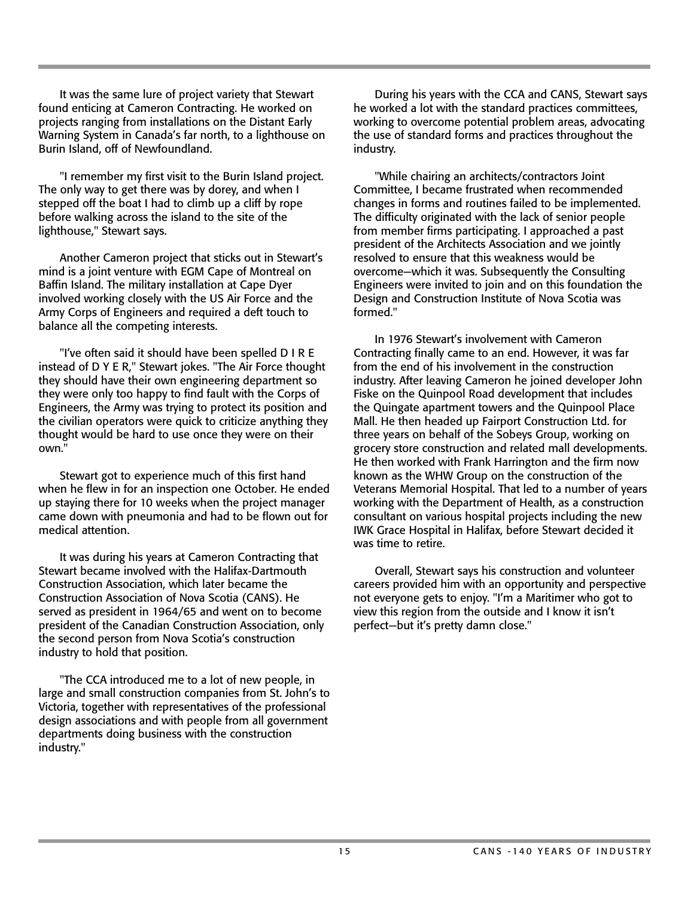It was the same lure of project variety that Stewart found enticing at Cameron Contracting. He worked on projects ranging from installations on the Distant Early Warning System in Canada's far north, to a lighthouse on Burin Island, off of Newfoundland.

"I remember my first visit to the Burin Island project. The only way to get there was by dorey, and when I stepped off the boat I had to climb up a cliff by rope before walking across the island to the site of the lighthouse," Stewart says.

Another Cameron project that sticks out in Stewart's mind is a joint venture with EGM Cape of Montreal on Baffin Island. The military installation at Cape Dyer involved working closely with the US Air Force and the Army Corps of Engineers and required a deft touch to balance all the competing interests.

"I've often said it should have been spelled D I R E instead of D Y E R," Stewart jokes. "The Air Force thought they should have their own engineering department so they were only too happy to find fault with the Corps of Engineers, the Army was trying to protect its position and the civilian operators were quick to criticize anything they thought would be hard to use once they were on their own."

Stewart got to experience much of this first hand when he flew in for an inspection one October. He ended up staying there for 10 weeks when the project manager came down with pneumonia and had to be flown out for medical attention.

It was during his years at Cameron Contracting that Stewart became involved with the Halifax-Dartmouth Construction Association, which later became the Construction Association of Nova Scotia (CANS). He served as president in 1964/65 and went on to become president of the Canadian Construction Association, only the second person from Nova Scotia's construction industry to hold that position.

"The CCA introduced me to a lot of new people, in large and small construction companies from St. John's to Victoria, together with representatives of the professional design associations and with people from all government departments doing business with the construction industry."

During his years with the CCA and CANS, Stewart says he worked a lot with the standard practices committees, working to overcome potential problem areas, advocating the use of standard forms and practices throughout the industry.

"While chairing an architects/contractors Joint Committee, I became frustrated when recommended changes in forms and routines failed to be implemented. The difficulty originated with the lack of senior people from member firms participating. I approached a past president of the Architects Association and we jointly resolved to ensure that this weakness would be overcome—which it was. Subsequently the Consulting Engineers were invited to join and on this foundation the Design and Construction Institute of Nova Scotia was formed."

In 1976 Stewart's involvement with Cameron Contracting finally came to an end. However, it was far from the end of his involvement in the construction industry. After leaving Cameron he joined developer John Fiske on the Quinpool Road development that includes the Quingate apartment towers and the Quinpool Place Mall. He then headed up Fairport Construction Ltd. for three years on behalf of the Sobeys Group, working on grocery store construction and related mall developments. He then worked with Frank Harrington and the firm now known as the WHW Group on the construction of the Veterans Memorial Hospital. That led to a number of years working with the Department of Health, as a construction consultant on various hospital projects including the new IWK Grace Hospital in Halifax, before Stewart decided it was time to retire.

Overall, Stewart says his construction and volunteer careers provided him with an opportunity and perspective not everyone gets to enjoy. "I'm a Maritimer who got to view this region from the outside and I know it isn't perfect—but it's pretty damn close."